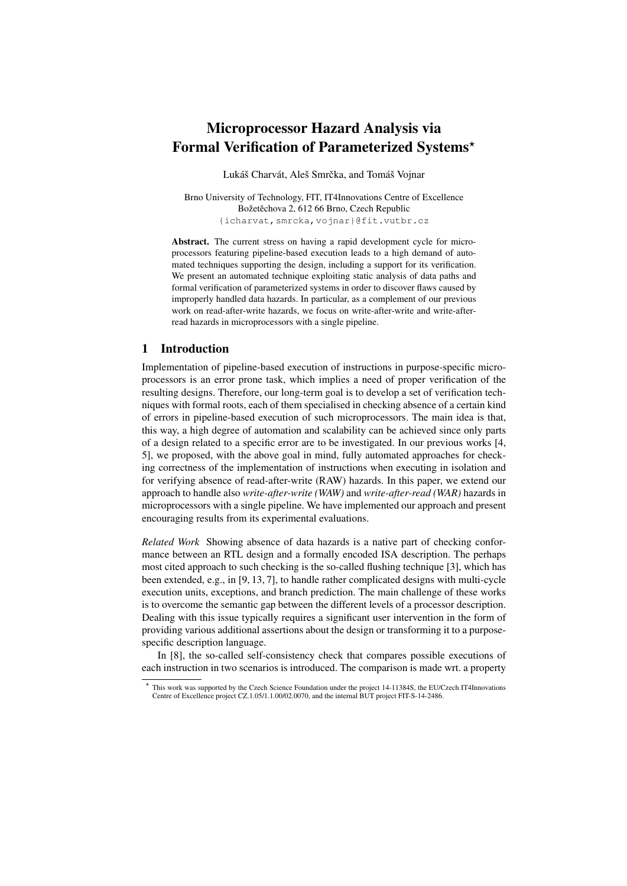# Microprocessor Hazard Analysis via Formal Verification of Parameterized Systems*

Lukáš Charvát, Aleš Smrčka, and Tomáš Vojnar

Brno University of Technology, FIT, IT4Innovations Centre of Excellence
Božetěchova 2, 612 66 Brno, Czech Republic
{icharvat,smrcka,vojnar}@fit.vutbr.cz

**Abstract.** The current stress on having a rapid development cycle for microprocessors featuring pipeline-based execution leads to a high demand of automated techniques supporting the design, including a support for its verification. We present an automated technique exploiting static analysis of data paths and formal verification of parameterized systems in order to discover flaws caused by improperly handled data hazards. In particular, as a complement of our previous work on read-after-write hazards, we focus on write-after-write and write-after-read hazards in microprocessors with a single pipeline.

## 1 Introduction

Implementation of pipeline-based execution of instructions in purpose-specific microprocessors is an error prone task, which implies a need of proper verification of the resulting designs. Therefore, our long-term goal is to develop a set of verification techniques with formal roots, each of them specialised in checking absence of a certain kind of errors in pipeline-based execution of such microprocessors. The main idea is that, this way, a high degree of automation and scalability can be achieved since only parts of a design related to a specific error are to be investigated. In our previous works [4, 5], we proposed, with the above goal in mind, fully automated approaches for checking correctness of the implementation of instructions when executing in isolation and for verifying absence of read-after-write (RAW) hazards. In this paper, we extend our approach to handle also *write-after-write (WAW)* and *write-after-read (WAR)* hazards in microprocessors with a single pipeline. We have implemented our approach and present encouraging results from its experimental evaluations.

*Related Work* Showing absence of data hazards is a native part of checking conformance between an RTL design and a formally encoded ISA description. The perhaps most cited approach to such checking is the so-called flushing technique [3], which has been extended, e.g., in [9, 13, 7], to handle rather complicated designs with multi-cycle execution units, exceptions, and branch prediction. The main challenge of these works is to overcome the semantic gap between the different levels of a processor description. Dealing with this issue typically requires a significant user intervention in the form of providing various additional assertions about the design or transforming it to a purpose-specific description language.

In [8], the so-called self-consistency check that compares possible executions of each instruction in two scenarios is introduced. The comparison is made wrt. a property

---

* This work was supported by the Czech Science Foundation under the project 14-11384S, the EU/Czech IT4Innovations Centre of Excellence project CZ.1.05/1.1.00/02.0070, and the internal BUT project FIT-S-14-2486.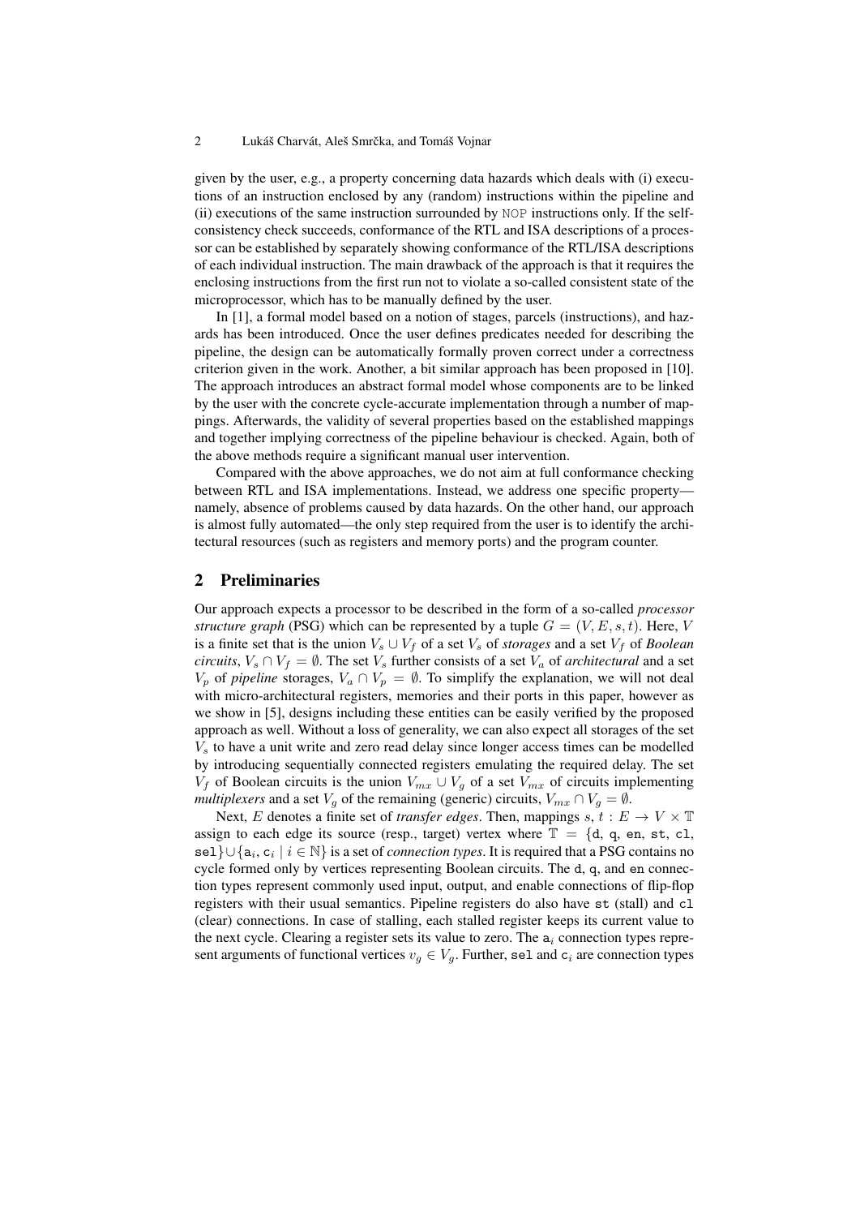given by the user, e.g., a property concerning data hazards which deals with (i) executions of an instruction enclosed by any (random) instructions within the pipeline and (ii) executions of the same instruction surrounded by `NOP` instructions only. If the self-consistency check succeeds, conformance of the RTL and ISA descriptions of a processor can be established by separately showing conformance of the RTL/ISA descriptions of each individual instruction. The main drawback of the approach is that it requires the enclosing instructions from the first run not to violate a so-called consistent state of the microprocessor, which has to be manually defined by the user.

In [1], a formal model based on a notion of stages, parcels (instructions), and hazards has been introduced. Once the user defines predicates needed for describing the pipeline, the design can be automatically formally proven correct under a correctness criterion given in the work. Another, a bit similar approach has been proposed in [10]. The approach introduces an abstract formal model whose components are to be linked by the user with the concrete cycle-accurate implementation through a number of mappings. Afterwards, the validity of several properties based on the established mappings and together implying correctness of the pipeline behaviour is checked. Again, both of the above methods require a significant manual user intervention.

Compared with the above approaches, we do not aim at full conformance checking between RTL and ISA implementations. Instead, we address one specific property—namely, absence of problems caused by data hazards. On the other hand, our approach is almost fully automated—the only step required from the user is to identify the architectural resources (such as registers and memory ports) and the program counter.

## 2 Preliminaries

Our approach expects a processor to be described in the form of a so-called *processor structure graph* (PSG) which can be represented by a tuple $G = (V, E, s, t)$. Here, $V$ is a finite set that is the union $V_s \cup V_f$ of a set $V_s$ of *storages* and a set $V_f$ of *Boolean circuits*, $V_s \cap V_f = \emptyset$. The set $V_s$ further consists of a set $V_a$ of *architectural* and a set $V_p$ of *pipeline* storages, $V_a \cap V_p = \emptyset$. To simplify the explanation, we will not deal with micro-architectural registers, memories and their ports in this paper, however as we show in [5], designs including these entities can be easily verified by the proposed approach as well. Without a loss of generality, we can also expect all storages of the set $V_s$ to have a unit write and zero read delay since longer access times can be modelled by introducing sequentially connected registers emulating the required delay. The set $V_f$ of Boolean circuits is the union $V_{mx} \cup V_g$ of a set $V_{mx}$ of circuits implementing *multiplexers* and a set $V_g$ of the remaining (generic) circuits, $V_{mx} \cap V_g = \emptyset$.

Next, $E$ denotes a finite set of *transfer edges*. Then, mappings $s, t : E \to V \times \mathbb{T}$ assign to each edge its source (resp., target) vertex where $\mathbb{T} = \{\mathtt{d}, \mathtt{q}, \mathtt{en}, \mathtt{st}, \mathtt{cl}, \mathtt{sel}\} \cup \{\mathtt{a}_i, \mathtt{c}_i \mid i \in \mathbb{N}\}$ is a set of *connection types*. It is required that a PSG contains no cycle formed only by vertices representing Boolean circuits. The `d`, `q`, and `en` connection types represent commonly used input, output, and enable connections of flip-flop registers with their usual semantics. Pipeline registers do also have `st` (stall) and `cl` (clear) connections. In case of stalling, each stalled register keeps its current value to the next cycle. Clearing a register sets its value to zero. The $\mathtt{a}_i$ connection types represent arguments of functional vertices $v_g \in V_g$. Further, `sel` and $\mathtt{c}_i$ are connection types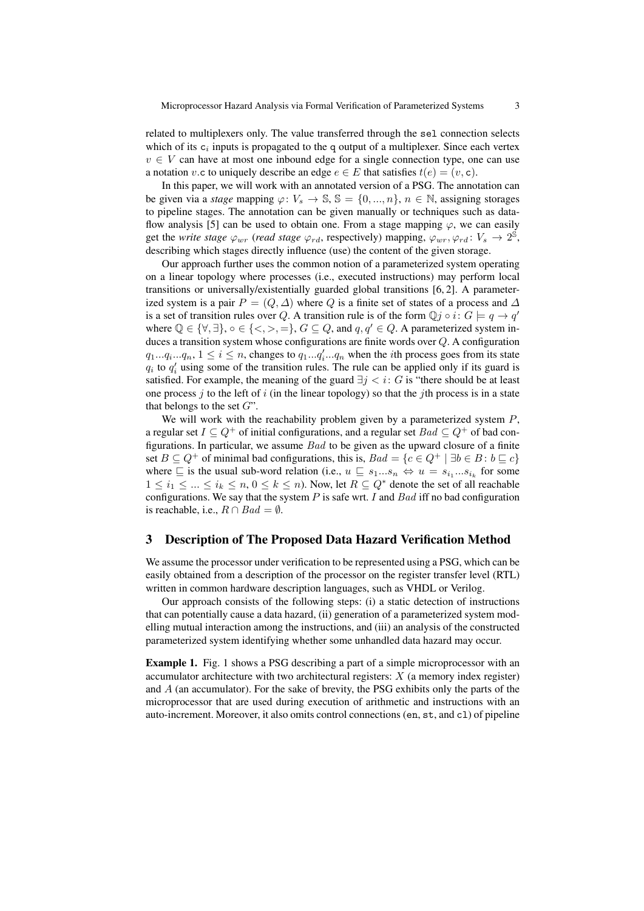related to multiplexers only. The value transferred through the `sel` connection selects which of its $\mathtt{c}_i$ inputs is propagated to the `q` output of a multiplexer. Since each vertex $v \in V$ can have at most one inbound edge for a single connection type, one can use a notation $v.\mathtt{c}$ to uniquely describe an edge $e \in E$ that satisfies $t(e) = (v, \mathtt{c})$.

In this paper, we will work with an annotated version of a PSG. The annotation can be given via a *stage* mapping $\varphi\colon V_s \to \mathbb{S}$, $\mathbb{S} = \{0, ..., n\}$, $n \in \mathbb{N}$, assigning storages to pipeline stages. The annotation can be given manually or techniques such as data-flow analysis [5] can be used to obtain one. From a stage mapping $\varphi$, we can easily get the *write stage* $\varphi_{wr}$ (*read stage* $\varphi_{rd}$, respectively) mapping, $\varphi_{wr}, \varphi_{rd}\colon V_s \to 2^{\mathbb{S}}$, describing which stages directly influence (use) the content of the given storage.

Our approach further uses the common notion of a parameterized system operating on a linear topology where processes (i.e., executed instructions) may perform local transitions or universally/existentially guarded global transitions [6, 2]. A parameterized system is a pair $P = (Q, \Delta)$ where $Q$ is a finite set of states of a process and $\Delta$ is a set of transition rules over $Q$. A transition rule is of the form $\mathbb{Q} j \circ i\colon G \models q \to q'$ where $\mathbb{Q} \in \{\forall, \exists\}$, $\circ \in \{<, >, =\}$, $G \subseteq Q$, and $q, q' \in Q$. A parameterized system induces a transition system whose configurations are finite words over $Q$. A configuration $q_1...q_i...q_n$, $1 \leq i \leq n$, changes to $q_1...q_i'...q_n$ when the $i$th process goes from its state $q_i$ to $q_i'$ using some of the transition rules. The rule can be applied only if its guard is satisfied. For example, the meaning of the guard $\exists j < i\colon G$ is "there should be at least one process $j$ to the left of $i$ (in the linear topology) so that the $j$th process is in a state that belongs to the set $G$".

We will work with the reachability problem given by a parameterized system $P$, a regular set $I \subseteq Q^+$ of initial configurations, and a regular set $Bad \subseteq Q^+$ of bad configurations. In particular, we assume $Bad$ to be given as the upward closure of a finite set $B \subseteq Q^+$ of minimal bad configurations, this is, $Bad = \{c \in Q^+ \mid \exists b \in B\colon b \sqsubseteq c\}$ where $\sqsubseteq$ is the usual sub-word relation (i.e., $u \sqsubseteq s_1...s_n \Leftrightarrow u = s_{i_1}...s_{i_k}$ for some $1 \leq i_1 \leq ... \leq i_k \leq n$, $0 \leq k \leq n$). Now, let $R \subseteq Q^*$ denote the set of all reachable configurations. We say that the system $P$ is safe wrt. $I$ and $Bad$ iff no bad configuration is reachable, i.e., $R \cap Bad = \emptyset$.

## 3 Description of The Proposed Data Hazard Verification Method

We assume the processor under verification to be represented using a PSG, which can be easily obtained from a description of the processor on the register transfer level (RTL) written in common hardware description languages, such as VHDL or Verilog.

Our approach consists of the following steps: (i) a static detection of instructions that can potentially cause a data hazard, (ii) generation of a parameterized system modelling mutual interaction among the instructions, and (iii) an analysis of the constructed parameterized system identifying whether some unhandled data hazard may occur.

**Example 1.** Fig. 1 shows a PSG describing a part of a simple microprocessor with an accumulator architecture with two architectural registers: $X$ (a memory index register) and $A$ (an accumulator). For the sake of brevity, the PSG exhibits only the parts of the microprocessor that are used during execution of arithmetic and instructions with an auto-increment. Moreover, it also omits control connections (`en`, `st`, and `cl`) of pipeline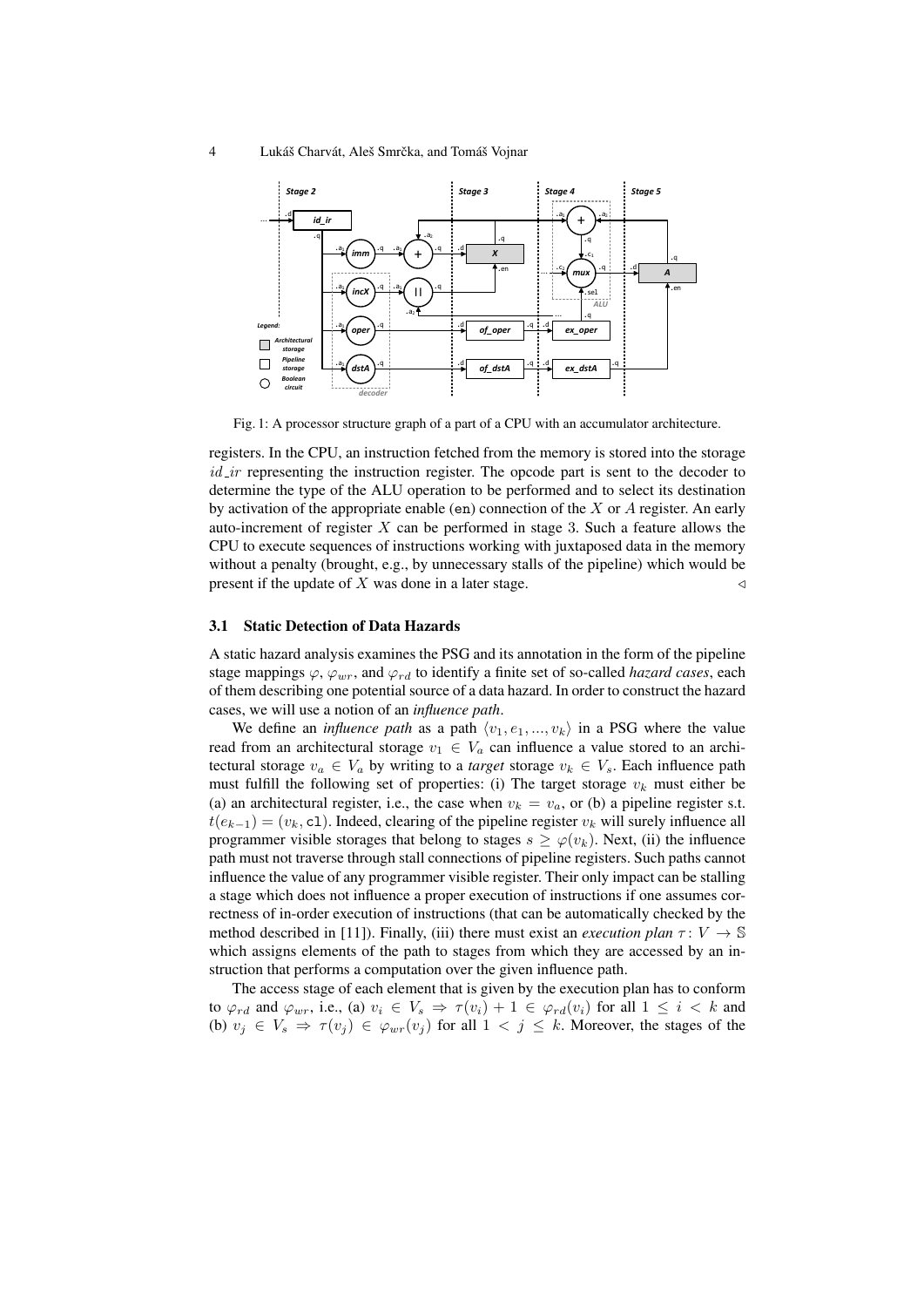Fig. 1: A processor structure graph of a part of a CPU with an accumulator architecture.

registers. In the CPU, an instruction fetched from the memory is stored into the storage $id\_ir$ representing the instruction register. The opcode part is sent to the decoder to determine the type of the ALU operation to be performed and to select its destination by activation of the appropriate enable (en) connection of the $X$ or $A$ register. An early auto-increment of register $X$ can be performed in stage 3. Such a feature allows the CPU to execute sequences of instructions working with juxtaposed data in the memory without a penalty (brought, e.g., by unnecessary stalls of the pipeline) which would be present if the update of $X$ was done in a later stage. $\triangleleft$

### 3.1 Static Detection of Data Hazards

A static hazard analysis examines the PSG and its annotation in the form of the pipeline stage mappings $\varphi$, $\varphi_{wr}$, and $\varphi_{rd}$ to identify a finite set of so-called *hazard cases*, each of them describing one potential source of a data hazard. In order to construct the hazard cases, we will use a notion of an *influence path*.

We define an *influence path* as a path $\langle v_1, e_1, ..., v_k \rangle$ in a PSG where the value read from an architectural storage $v_1 \in V_a$ can influence a value stored to an architectural storage $v_a \in V_a$ by writing to a *target* storage $v_k \in V_s$. Each influence path must fulfill the following set of properties: (i) The target storage $v_k$ must either be (a) an architectural register, i.e., the case when $v_k = v_a$, or (b) a pipeline register s.t. $t(e_{k-1}) = (v_k, \texttt{cl})$. Indeed, clearing of the pipeline register $v_k$ will surely influence all programmer visible storages that belong to stages $s \geq \varphi(v_k)$. Next, (ii) the influence path must not traverse through stall connections of pipeline registers. Such paths cannot influence the value of any programmer visible register. Their only impact can be stalling a stage which does not influence a proper execution of instructions if one assumes correctness of in-order execution of instructions (that can be automatically checked by the method described in [11]). Finally, (iii) there must exist an *execution plan* $\tau \colon V \to \mathbb{S}$ which assigns elements of the path to stages from which they are accessed by an instruction that performs a computation over the given influence path.

The access stage of each element that is given by the execution plan has to conform to $\varphi_{rd}$ and $\varphi_{wr}$, i.e., (a) $v_i \in V_s \Rightarrow \tau(v_i) + 1 \in \varphi_{rd}(v_i)$ for all $1 \leq i < k$ and (b) $v_j \in V_s \Rightarrow \tau(v_j) \in \varphi_{wr}(v_j)$ for all $1 < j \leq k$. Moreover, the stages of the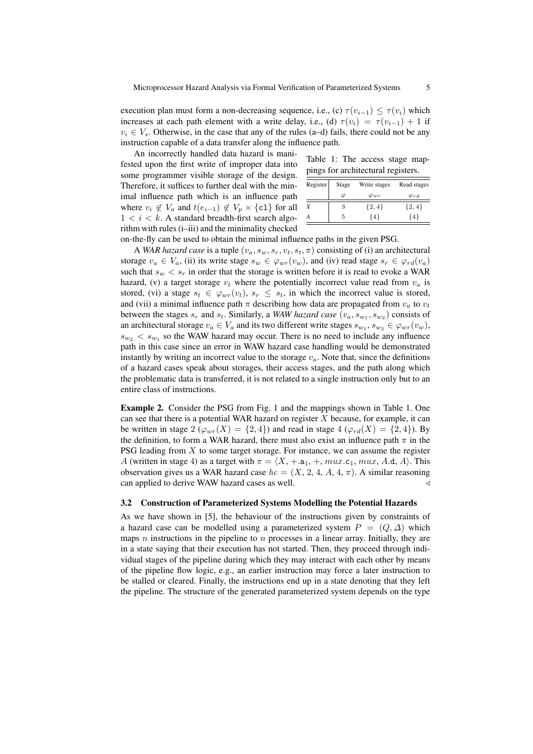execution plan must form a non-decreasing sequence, i.e., (c) $\tau(v_{i-1}) \leq \tau(v_i)$ which increases at each path element with a write delay, i.e., (d) $\tau(v_i) = \tau(v_{i-1}) + 1$ if $v_i \in V_s$. Otherwise, in the case that any of the rules (a–d) fails, there could not be any instruction capable of a data transfer along the influence path.

An incorrectly handled data hazard is manifested upon the first write of improper data into some programmer visible storage of the design. Therefore, it suffices to further deal with the minimal influence path which is an influence path where $v_i \notin V_a$ and $t(e_{i-1}) \notin V_p \times \{\texttt{cl}\}$ for all $1 < i < k$. A standard breadth-first search algorithm with rules (i–iii) and the minimality checked on-the-fly can be used to obtain the minimal influence paths in the given PSG.

Table 1: The access stage mappings for architectural registers.

| Register | Stage $\varphi$ | Write stages $\varphi_{wr}$ | Read stages $\varphi_{rd}$ |
|---|---|---|---|
| *X* | 3 | $\{2, 4\}$ | $\{2, 4\}$ |
| *A* | 5 | $\{4\}$ | $\{4\}$ |

A *WAR hazard case* is a tuple $(v_a, s_w, s_r, v_t, s_t, \pi)$ consisting of (i) an architectural storage $v_a \in V_a$, (ii) its write stage $s_w \in \varphi_{wr}(v_w)$, and (iv) read stage $s_r \in \varphi_{rd}(v_a)$ such that $s_w < s_r$ in order that the storage is written before it is read to evoke a WAR hazard, (v) a target storage $v_t$ where the potentially incorrect value read from $v_a$ is stored, (vi) a stage $s_t \in \varphi_{wr}(v_t)$, $s_r \leq s_t$, in which the incorrect value is stored, and (vii) a minimal influence path $\pi$ describing how data are propagated from $v_a$ to $v_t$ between the stages $s_r$ and $s_t$. Similarly, a *WAW hazard case* $(v_a, s_{w_1}, s_{w_2})$ consists of an architectural storage $v_a \in V_a$ and its two different write stages $s_{w_1}, s_{w_2} \in \varphi_{wr}(v_w)$, $s_{w_2} < s_{w_1}$ so the WAW hazard may occur. There is no need to include any influence path in this case since an error in WAW hazard case handling would be demonstrated instantly by writing an incorrect value to the storage $v_a$. Note that, since the definitions of a hazard cases speak about storages, their access stages, and the path along which the problematic data is transferred, it is not related to a single instruction only but to an entire class of instructions.

**Example 2.** Consider the PSG from Fig. 1 and the mappings shown in Table 1. One can see that there is a potential WAR hazard on register $X$ because, for example, it can be written in stage 2 ($\varphi_{wr}(X) = \{2, 4\}$) and read in stage 4 ($\varphi_{rd}(X) = \{2, 4\}$). By the definition, to form a WAR hazard, there must also exist an influence path $\pi$ in the PSG leading from $X$ to some target storage. For instance, we can assume the register $A$ (written in stage 4) as a target with $\pi = \langle X, +.\texttt{a}_1, +, mux.\texttt{c}_1, mux, A.\texttt{d}, A\rangle$. This observation gives us a WAR hazard case $hc = (X, 2, 4, A, 4, \pi)$. A similar reasoning can applied to derive WAW hazard cases as well. ◁

### 3.2 Construction of Parameterized Systems Modelling the Potential Hazards

As we have shown in [5], the behaviour of the instructions given by constraints of a hazard case can be modelled using a parameterized system $P = (Q, \Delta)$ which maps $n$ instructions in the pipeline to $n$ processes in a linear array. Initially, they are in a state saying that their execution has not started. Then, they proceed through individual stages of the pipeline during which they may interact with each other by means of the pipeline flow logic, e.g., an earlier instruction may force a later instruction to be stalled or cleared. Finally, the instructions end up in a state denoting that they left the pipeline. The structure of the generated parameterized system depends on the type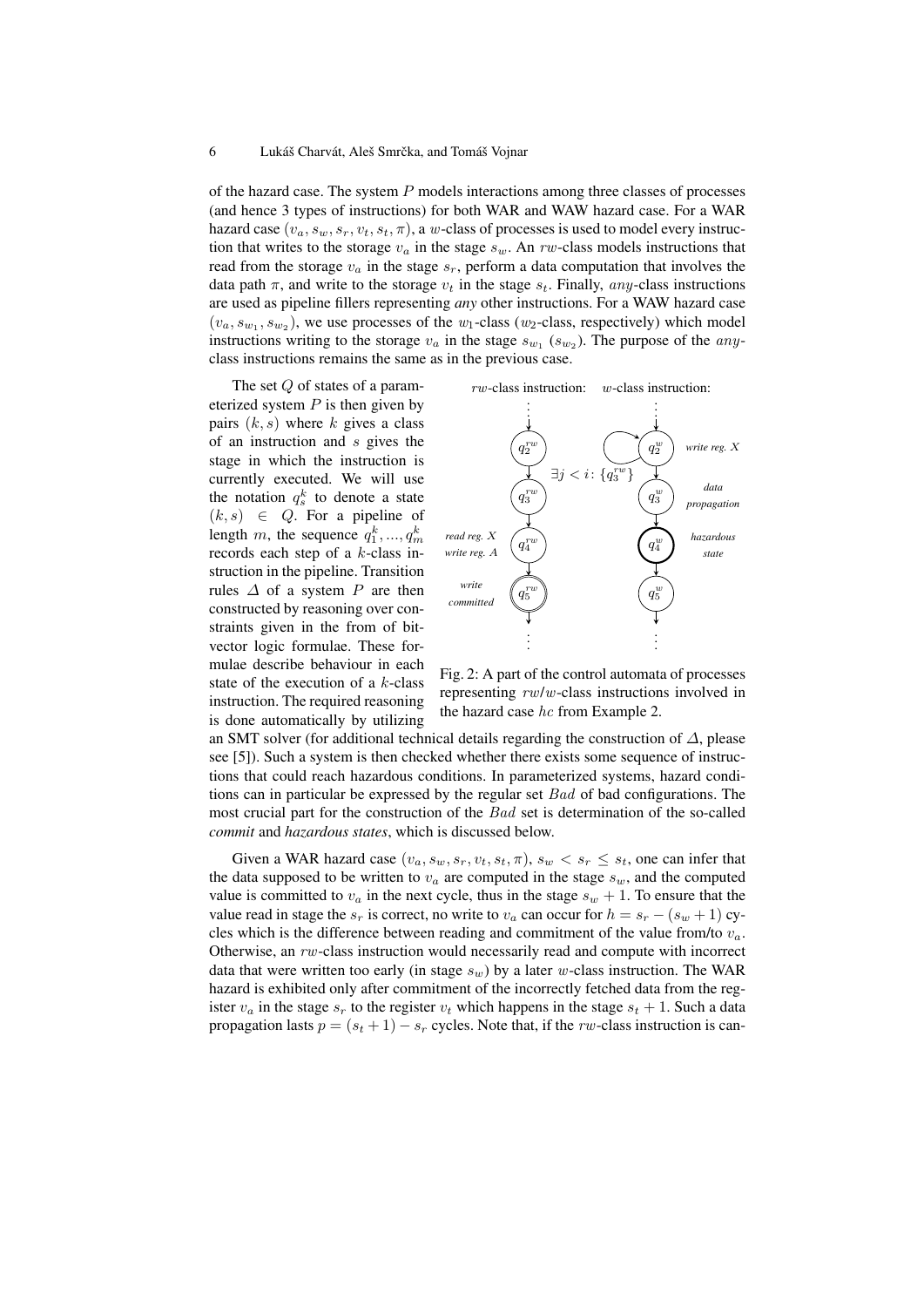of the hazard case. The system $P$ models interactions among three classes of processes (and hence 3 types of instructions) for both WAR and WAW hazard case. For a WAR hazard case $(v_a, s_w, s_r, v_t, s_t, \pi)$, a $w$-class of processes is used to model every instruction that writes to the storage $v_a$ in the stage $s_w$. An $rw$-class models instructions that read from the storage $v_a$ in the stage $s_r$, perform a data computation that involves the data path $\pi$, and write to the storage $v_t$ in the stage $s_t$. Finally, $any$-class instructions are used as pipeline fillers representing *any* other instructions. For a WAW hazard case $(v_a, s_{w_1}, s_{w_2})$, we use processes of the $w_1$-class ($w_2$-class, respectively) which model instructions writing to the storage $v_a$ in the stage $s_{w_1}$ ($s_{w_2}$). The purpose of the $any$-class instructions remains the same as in the previous case.

The set $Q$ of states of a parameterized system $P$ is then given by pairs $(k, s)$ where $k$ gives a class of an instruction and $s$ gives the stage in which the instruction is currently executed. We will use the notation $q^k_s$ to denote a state $(k, s) \in Q$. For a pipeline of length $m$, the sequence $q^k_1, ..., q^k_m$ records each step of a $k$-class instruction in the pipeline. Transition rules $\Delta$ of a system $P$ are then constructed by reasoning over constraints given in the from of bit-vector logic formulae. These formulae describe behaviour in each state of the execution of a $k$-class instruction. The required reasoning is done automatically by utilizing an SMT solver (for additional technical details regarding the construction of $\Delta$, please see [5]). Such a system is then checked whether there exists some sequence of instructions that could reach hazardous conditions. In parameterized systems, hazard conditions can in particular be expressed by the regular set $Bad$ of bad configurations. The most crucial part for the construction of the $Bad$ set is determination of the so-called *commit* and *hazardous states*, which is discussed below.

Fig. 2: A part of the control automata of processes representing $rw$/$w$-class instructions involved in the hazard case $hc$ from Example 2.

Given a WAR hazard case $(v_a, s_w, s_r, v_t, s_t, \pi)$, $s_w < s_r \leq s_t$, one can infer that the data supposed to be written to $v_a$ are computed in the stage $s_w$, and the computed value is committed to $v_a$ in the next cycle, thus in the stage $s_w + 1$. To ensure that the value read in stage the $s_r$ is correct, no write to $v_a$ can occur for $h = s_r - (s_w + 1)$ cycles which is the difference between reading and commitment of the value from/to $v_a$. Otherwise, an $rw$-class instruction would necessarily read and compute with incorrect data that were written too early (in stage $s_w$) by a later $w$-class instruction. The WAR hazard is exhibited only after commitment of the incorrectly fetched data from the register $v_a$ in the stage $s_r$ to the register $v_t$ which happens in the stage $s_t + 1$. Such a data propagation lasts $p = (s_t + 1) - s_r$ cycles. Note that, if the $rw$-class instruction is can-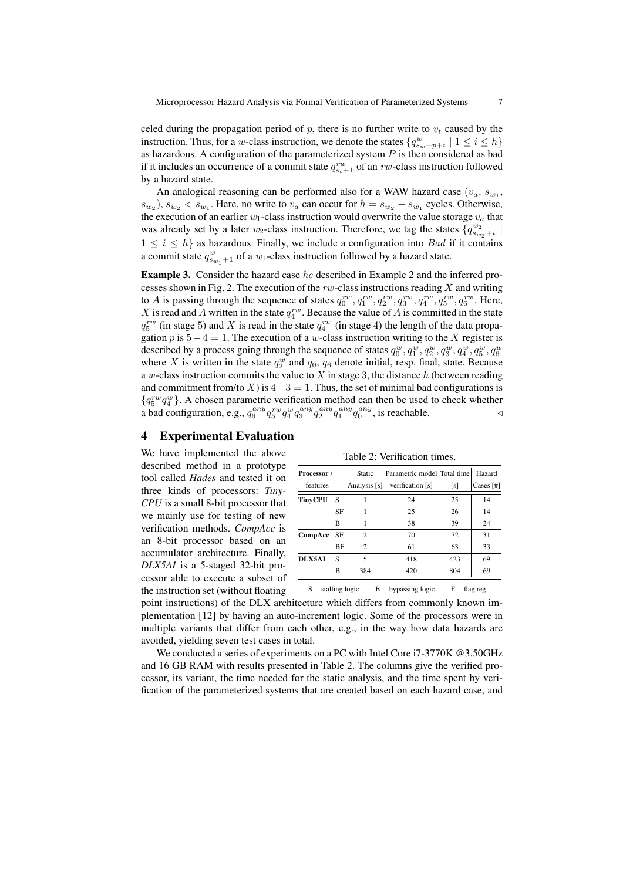celed during the propagation period of $p$, there is no further write to $v_t$ caused by the instruction. Thus, for a $w$-class instruction, we denote the states $\{q^w_{s_w+p+i} \mid 1 \leq i \leq h\}$ as hazardous. A configuration of the parameterized system $P$ is then considered as bad if it includes an occurrence of a commit state $q^{rw}_{s_t+1}$ of an $rw$-class instruction followed by a hazard state.

An analogical reasoning can be performed also for a WAW hazard case $(v_a, s_{w_1}, s_{w_2})$, $s_{w_2} < s_{w_1}$. Here, no write to $v_a$ can occur for $h = s_{w_2} - s_{w_1}$ cycles. Otherwise, the execution of an earlier $w_1$-class instruction would overwrite the value storage $v_a$ that was already set by a later $w_2$-class instruction. Therefore, we tag the states $\{q^{w_2}_{s_{w_2}+i} \mid 1 \leq i \leq h\}$ as hazardous. Finally, we include a configuration into $Bad$ if it contains a commit state $q^{w_1}_{s_{w_1}+1}$ of a $w_1$-class instruction followed by a hazard state.

**Example 3.** Consider the hazard case $hc$ described in Example 2 and the inferred processes shown in Fig. 2. The execution of the $rw$-class instructions reading $X$ and writing to $A$ is passing through the sequence of states $q^{rw}_0, q^{rw}_1, q^{rw}_2, q^{rw}_3, q^{rw}_4, q^{rw}_5, q^{rw}_6$. Here, $X$ is read and $A$ written in the state $q^{rw}_4$. Because the value of $A$ is committed in the state $q^{rw}_5$ (in stage 5) and $X$ is read in the state $q^{rw}_4$ (in stage 4) the length of the data propagation $p$ is $5 - 4 = 1$. The execution of a $w$-class instruction writing to the $X$ register is described by a process going through the sequence of states $q^w_0, q^w_1, q^w_2, q^w_3, q^w_4, q^w_5, q^w_6$ where $X$ is written in the state $q^w_2$ and $q_0$, $q_6$ denote initial, resp. final, state. Because a $w$-class instruction commits the value to $X$ in stage 3, the distance $h$ (between reading and commitment from/to $X$) is $4 - 3 = 1$. Thus, the set of minimal bad configurations is $\{q^{rw}_5 q^w_4\}$. A chosen parametric verification method can then be used to check whether a bad configuration, e.g., $q^{any}_6 q^{rw}_5 q^w_4 q^{any}_3 q^{any}_2 q^{any}_1 q^{any}_0$, is reachable. ◁

## 4 Experimental Evaluation

We have implemented the above described method in a prototype tool called *Hades* and tested it on three kinds of processors: *TinyCPU* is a small 8-bit processor that we mainly use for testing of new verification methods. *CompAcc* is an 8-bit processor based on an accumulator architecture. Finally, *DLX5AI* is a 5-staged 32-bit processor able to execute a subset of the instruction set (without floating point instructions) of the DLX architecture which differs from commonly known implementation [12] by having an auto-increment logic. Some of the processors were in multiple variants that differ from each other, e.g., in the way how data hazards are avoided, yielding seven test cases in total.

Table 2: Verification times.

| Processor / features | | Static Analysis [s] | Parametric model verification [s] | Total time [s] | Hazard Cases [#] |
|---|---|---|---|---|---|
| **TinyCPU** | S | 1 | 24 | 25 | 14 |
| | SF | 1 | 25 | 26 | 14 |
| | B | 1 | 38 | 39 | 24 |
| **CompAcc** | SF | 2 | 70 | 72 | 31 |
| | BF | 2 | 61 | 63 | 33 |
| **DLX5AI** | S | 5 | 418 | 423 | 69 |
| | B | 384 | 420 | 804 | 69 |

S stalling logic B bypassing logic F flag reg.

We conducted a series of experiments on a PC with Intel Core i7-3770K @3.50GHz and 16 GB RAM with results presented in Table 2. The columns give the verified processor, its variant, the time needed for the static analysis, and the time spent by verification of the parameterized systems that are created based on each hazard case, and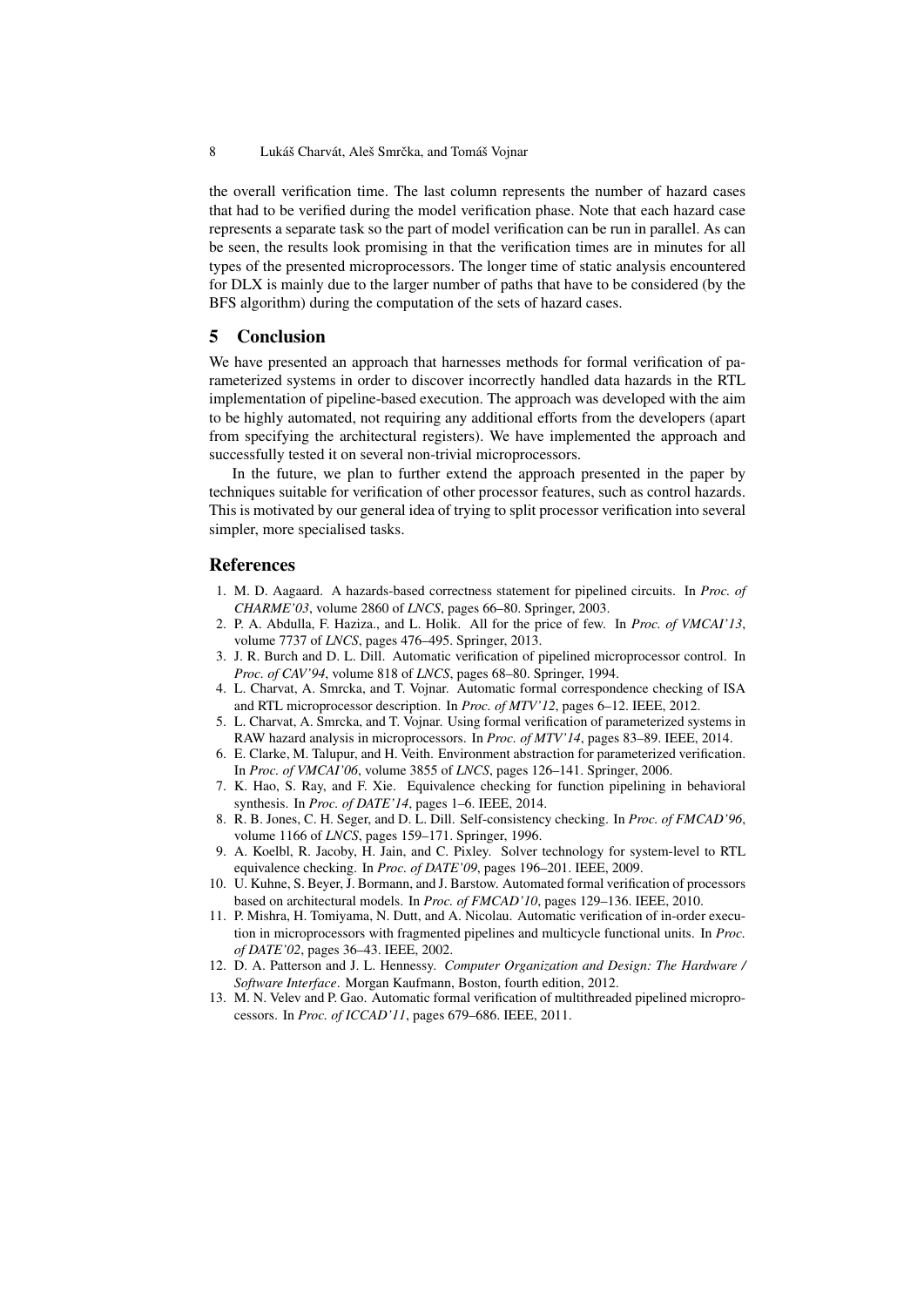the overall verification time. The last column represents the number of hazard cases that had to be verified during the model verification phase. Note that each hazard case represents a separate task so the part of model verification can be run in parallel. As can be seen, the results look promising in that the verification times are in minutes for all types of the presented microprocessors. The longer time of static analysis encountered for DLX is mainly due to the larger number of paths that have to be considered (by the BFS algorithm) during the computation of the sets of hazard cases.

## 5 Conclusion

We have presented an approach that harnesses methods for formal verification of parameterized systems in order to discover incorrectly handled data hazards in the RTL implementation of pipeline-based execution. The approach was developed with the aim to be highly automated, not requiring any additional efforts from the developers (apart from specifying the architectural registers). We have implemented the approach and successfully tested it on several non-trivial microprocessors.

In the future, we plan to further extend the approach presented in the paper by techniques suitable for verification of other processor features, such as control hazards. This is motivated by our general idea of trying to split processor verification into several simpler, more specialised tasks.

## References

1. M. D. Aagaard. A hazards-based correctness statement for pipelined circuits. In *Proc. of CHARME'03*, volume 2860 of *LNCS*, pages 66–80. Springer, 2003.
2. P. A. Abdulla, F. Haziza., and L. Holik. All for the price of few. In *Proc. of VMCAI'13*, volume 7737 of *LNCS*, pages 476–495. Springer, 2013.
3. J. R. Burch and D. L. Dill. Automatic verification of pipelined microprocessor control. In *Proc. of CAV'94*, volume 818 of *LNCS*, pages 68–80. Springer, 1994.
4. L. Charvat, A. Smrcka, and T. Vojnar. Automatic formal correspondence checking of ISA and RTL microprocessor description. In *Proc. of MTV'12*, pages 6–12. IEEE, 2012.
5. L. Charvat, A. Smrcka, and T. Vojnar. Using formal verification of parameterized systems in RAW hazard analysis in microprocessors. In *Proc. of MTV'14*, pages 83–89. IEEE, 2014.
6. E. Clarke, M. Talupur, and H. Veith. Environment abstraction for parameterized verification. In *Proc. of VMCAI'06*, volume 3855 of *LNCS*, pages 126–141. Springer, 2006.
7. K. Hao, S. Ray, and F. Xie. Equivalence checking for function pipelining in behavioral synthesis. In *Proc. of DATE'14*, pages 1–6. IEEE, 2014.
8. R. B. Jones, C. H. Seger, and D. L. Dill. Self-consistency checking. In *Proc. of FMCAD'96*, volume 1166 of *LNCS*, pages 159–171. Springer, 1996.
9. A. Koelbl, R. Jacoby, H. Jain, and C. Pixley. Solver technology for system-level to RTL equivalence checking. In *Proc. of DATE'09*, pages 196–201. IEEE, 2009.
10. U. Kuhne, S. Beyer, J. Bormann, and J. Barstow. Automated formal verification of processors based on architectural models. In *Proc. of FMCAD'10*, pages 129–136. IEEE, 2010.
11. P. Mishra, H. Tomiyama, N. Dutt, and A. Nicolau. Automatic verification of in-order execution in microprocessors with fragmented pipelines and multicycle functional units. In *Proc. of DATE'02*, pages 36–43. IEEE, 2002.
12. D. A. Patterson and J. L. Hennessy. *Computer Organization and Design: The Hardware / Software Interface*. Morgan Kaufmann, Boston, fourth edition, 2012.
13. M. N. Velev and P. Gao. Automatic formal verification of multithreaded pipelined microprocessors. In *Proc. of ICCAD'11*, pages 679–686. IEEE, 2011.